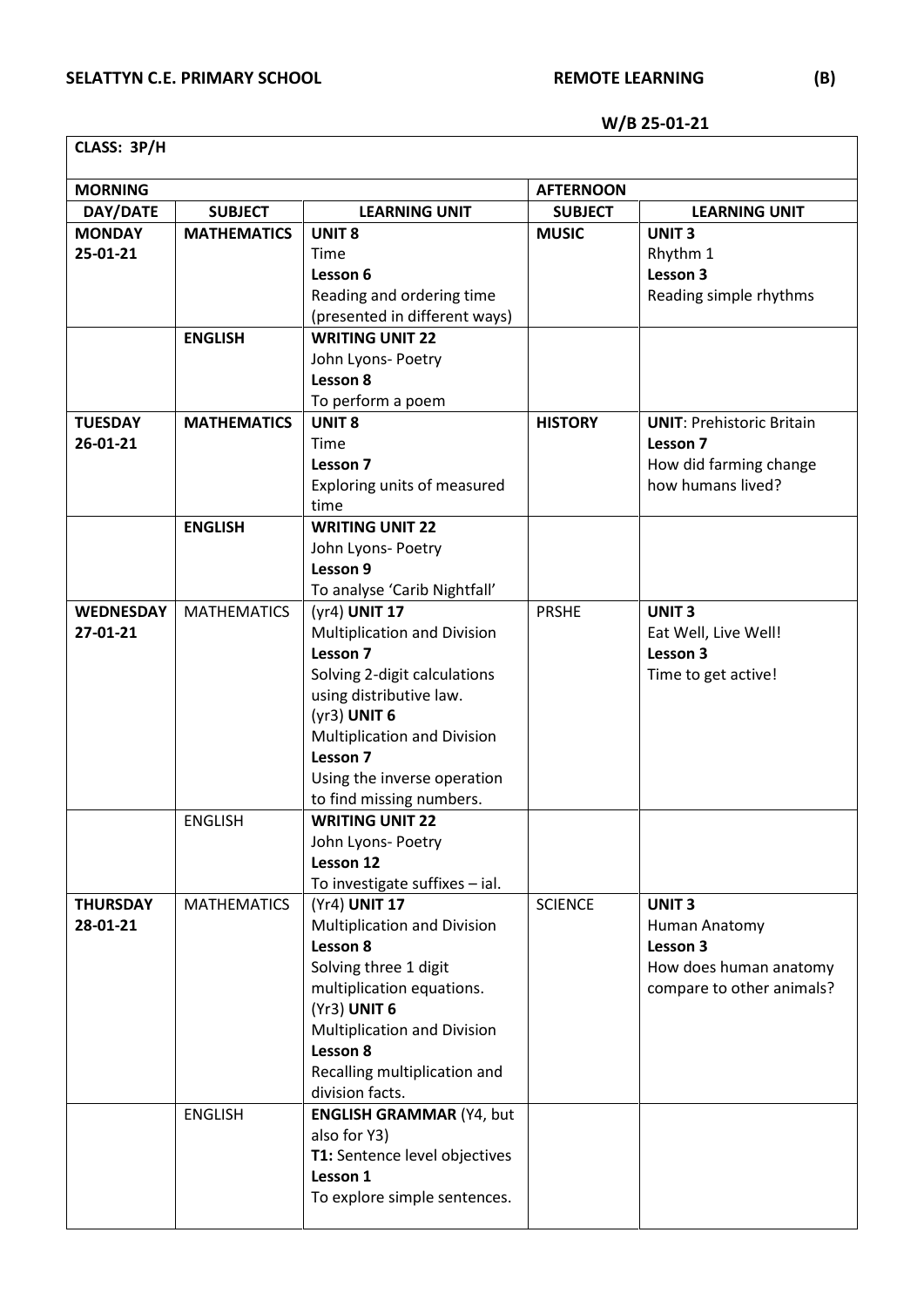**SELATTYN C.E. PRIMARY SCHOOL** **REMOTE LEARNING** **(B)**

**W/B 25-01-21**

| **CLASS: 3P/H** | | | | |
|---|---|---|---|---|
| **MORNING** | | | **AFTERNOON** | |
| **DAY/DATE** | **SUBJECT** | **LEARNING UNIT** | **SUBJECT** | **LEARNING UNIT** |
| **MONDAY 25-01-21** | **MATHEMATICS** | **UNIT 8**<br>Time<br>**Lesson 6**<br>Reading and ordering time (presented in different ways) | **MUSIC** | **UNIT 3**<br>Rhythm 1<br>**Lesson 3**<br>Reading simple rhythms |
| | **ENGLISH** | **WRITING UNIT 22**<br>John Lyons- Poetry<br>**Lesson 8**<br>To perform a poem | | |
| **TUESDAY 26-01-21** | **MATHEMATICS** | **UNIT 8**<br>Time<br>**Lesson 7**<br>Exploring units of measured time | **HISTORY** | **UNIT**: Prehistoric Britain<br>**Lesson 7**<br>How did farming change how humans lived? |
| | **ENGLISH** | **WRITING UNIT 22**<br>John Lyons- Poetry<br>**Lesson 9**<br>To analyse 'Carib Nightfall' | | |
| **WEDNESDAY 27-01-21** | MATHEMATICS | (yr4) **UNIT 17**<br>Multiplication and Division<br>**Lesson 7**<br>Solving 2-digit calculations using distributive law.<br>(yr3) **UNIT 6**<br>Multiplication and Division<br>**Lesson 7**<br>Using the inverse operation to find missing numbers. | PRSHE | **UNIT 3**<br>Eat Well, Live Well!<br>**Lesson 3**<br>Time to get active! |
| | ENGLISH | **WRITING UNIT 22**<br>John Lyons- Poetry<br>**Lesson 12**<br>To investigate suffixes – ial. | | |
| **THURSDAY 28-01-21** | MATHEMATICS | (Yr4) **UNIT 17**<br>Multiplication and Division<br>**Lesson 8**<br>Solving three 1 digit multiplication equations.<br>(Yr3) **UNIT 6**<br>Multiplication and Division<br>**Lesson 8**<br>Recalling multiplication and division facts. | SCIENCE | **UNIT 3**<br>Human Anatomy<br>**Lesson 3**<br>How does human anatomy compare to other animals? |
| | ENGLISH | **ENGLISH GRAMMAR** (Y4, but also for Y3)<br>**T1:** Sentence level objectives<br>**Lesson 1**<br>To explore simple sentences. | | |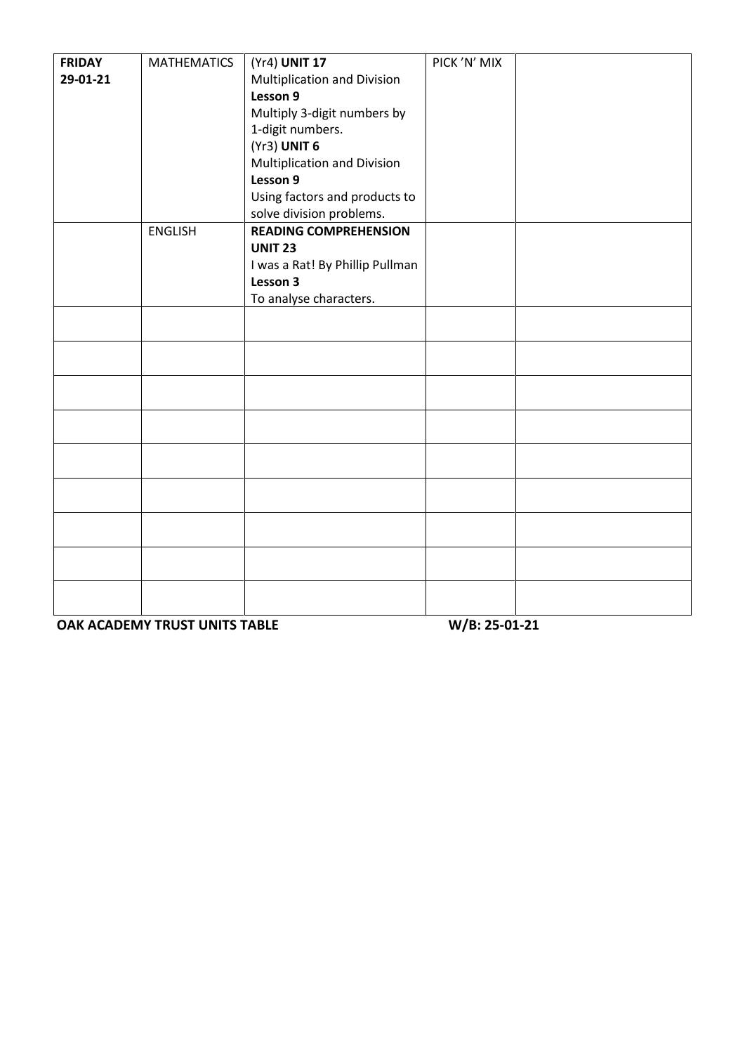| | | | | |
|---|---|---|---|---|
| **FRIDAY 29-01-21** | MATHEMATICS | (Yr4) **UNIT 17** Multiplication and Division **Lesson 9** Multiply 3-digit numbers by 1-digit numbers. (Yr3) **UNIT 6** Multiplication and Division **Lesson 9** Using factors and products to solve division problems. | PICK 'N' MIX | |
| | ENGLISH | **READING COMPREHENSION UNIT 23** I was a Rat! By Phillip Pullman **Lesson 3** To analyse characters. | | |
| | | | | |
| | | | | |
| | | | | |
| | | | | |
| | | | | |
| | | | | |
| | | | | |
| | | | | |
| | | | | |

**OAK ACADEMY TRUST UNITS TABLE** **W/B: 25-01-21**